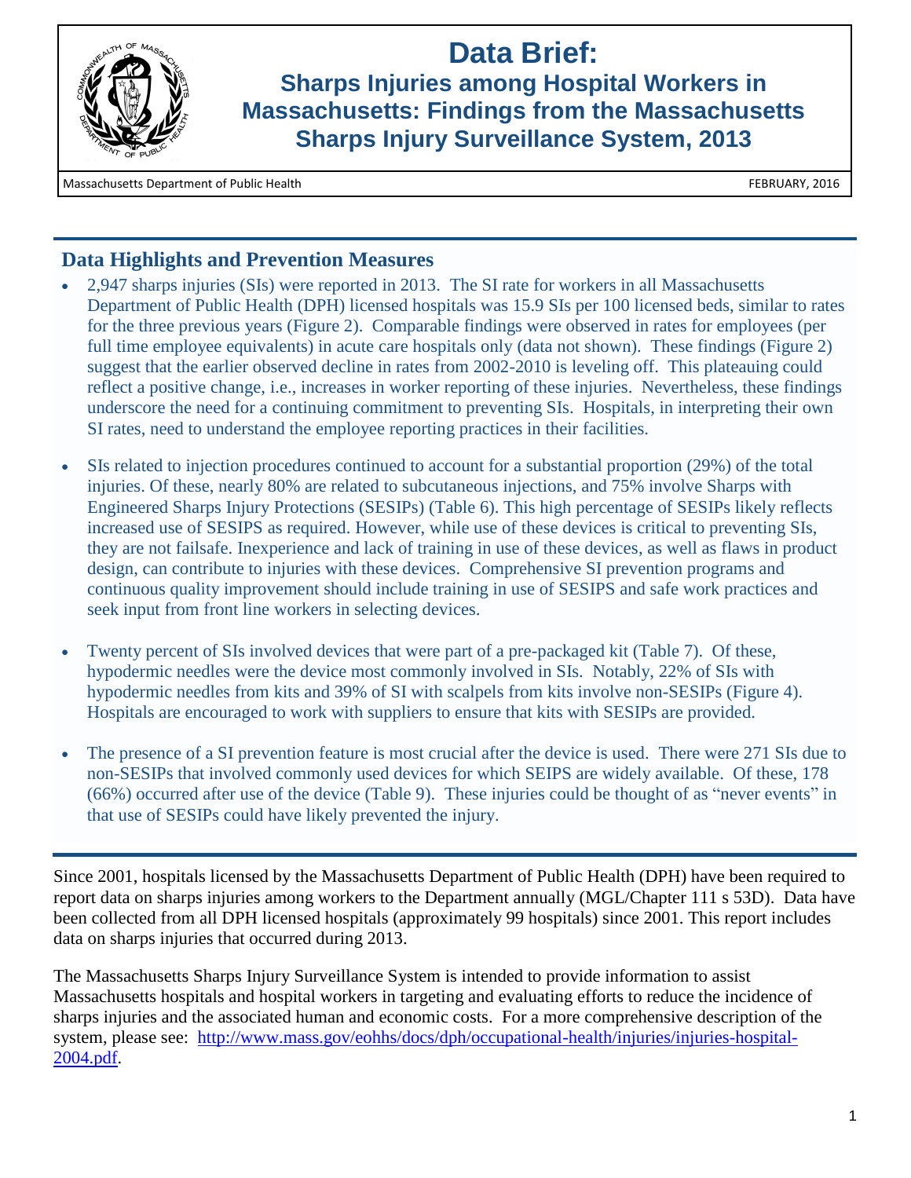# Data Brief:

## Sharps Injuries among Hospital Workers in Massachusetts: Findings from the Massachusetts Sharps Injury Surveillance System, 2013

Massachusetts Department of Public Health FEBRUARY, 2016

### Data Highlights and Prevention Measures

- 2,947 sharps injuries (SIs) were reported in 2013. The SI rate for workers in all Massachusetts Department of Public Health (DPH) licensed hospitals was 15.9 SIs per 100 licensed beds, similar to rates for the three previous years (Figure 2). Comparable findings were observed in rates for employees (per full time employee equivalents) in acute care hospitals only (data not shown). These findings (Figure 2) suggest that the earlier observed decline in rates from 2002-2010 is leveling off. This plateauing could reflect a positive change, i.e., increases in worker reporting of these injuries. Nevertheless, these findings underscore the need for a continuing commitment to preventing SIs. Hospitals, in interpreting their own SI rates, need to understand the employee reporting practices in their facilities.

- SIs related to injection procedures continued to account for a substantial proportion (29%) of the total injuries. Of these, nearly 80% are related to subcutaneous injections, and 75% involve Sharps with Engineered Sharps Injury Protections (SESIPs) (Table 6). This high percentage of SESIPs likely reflects increased use of SESIPS as required. However, while use of these devices is critical to preventing SIs, they are not failsafe. Inexperience and lack of training in use of these devices, as well as flaws in product design, can contribute to injuries with these devices. Comprehensive SI prevention programs and continuous quality improvement should include training in use of SESIPS and safe work practices and seek input from front line workers in selecting devices.

- Twenty percent of SIs involved devices that were part of a pre-packaged kit (Table 7). Of these, hypodermic needles were the device most commonly involved in SIs. Notably, 22% of SIs with hypodermic needles from kits and 39% of SI with scalpels from kits involve non-SESIPs (Figure 4). Hospitals are encouraged to work with suppliers to ensure that kits with SESIPs are provided.

- The presence of a SI prevention feature is most crucial after the device is used. There were 271 SIs due to non-SESIPs that involved commonly used devices for which SEIPS are widely available. Of these, 178 (66%) occurred after use of the device (Table 9). These injuries could be thought of as "never events" in that use of SESIPs could have likely prevented the injury.

Since 2001, hospitals licensed by the Massachusetts Department of Public Health (DPH) have been required to report data on sharps injuries among workers to the Department annually (MGL/Chapter 111 s 53D). Data have been collected from all DPH licensed hospitals (approximately 99 hospitals) since 2001. This report includes data on sharps injuries that occurred during 2013.

The Massachusetts Sharps Injury Surveillance System is intended to provide information to assist Massachusetts hospitals and hospital workers in targeting and evaluating efforts to reduce the incidence of sharps injuries and the associated human and economic costs. For a more comprehensive description of the system, please see: [http://www.mass.gov/eohhs/docs/dph/occupational-health/injuries/injuries-hospital-2004.pdf](http://www.mass.gov/eohhs/docs/dph/occupational-health/injuries/injuries-hospital-2004.pdf).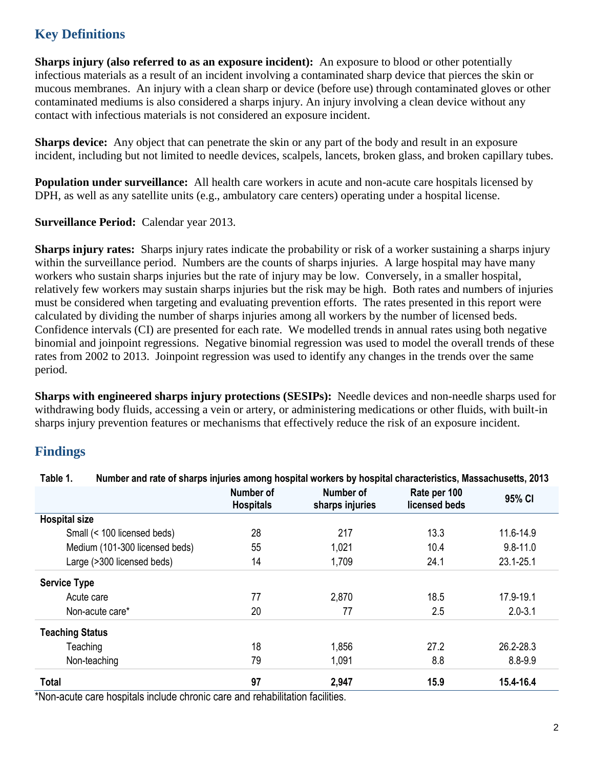## Key Definitions

**Sharps injury (also referred to as an exposure incident):** An exposure to blood or other potentially infectious materials as a result of an incident involving a contaminated sharp device that pierces the skin or mucous membranes. An injury with a clean sharp or device (before use) through contaminated gloves or other contaminated mediums is also considered a sharps injury. An injury involving a clean device without any contact with infectious materials is not considered an exposure incident.

**Sharps device:** Any object that can penetrate the skin or any part of the body and result in an exposure incident, including but not limited to needle devices, scalpels, lancets, broken glass, and broken capillary tubes.

**Population under surveillance:** All health care workers in acute and non-acute care hospitals licensed by DPH, as well as any satellite units (e.g., ambulatory care centers) operating under a hospital license.

**Surveillance Period:** Calendar year 2013.

**Sharps injury rates:** Sharps injury rates indicate the probability or risk of a worker sustaining a sharps injury within the surveillance period. Numbers are the counts of sharps injuries. A large hospital may have many workers who sustain sharps injuries but the rate of injury may be low. Conversely, in a smaller hospital, relatively few workers may sustain sharps injuries but the risk may be high. Both rates and numbers of injuries must be considered when targeting and evaluating prevention efforts. The rates presented in this report were calculated by dividing the number of sharps injuries among all workers by the number of licensed beds. Confidence intervals (CI) are presented for each rate. We modelled trends in annual rates using both negative binomial and joinpoint regressions. Negative binomial regression was used to model the overall trends of these rates from 2002 to 2013. Joinpoint regression was used to identify any changes in the trends over the same period.

**Sharps with engineered sharps injury protections (SESIPs):** Needle devices and non-needle sharps used for withdrawing body fluids, accessing a vein or artery, or administering medications or other fluids, with built-in sharps injury prevention features or mechanisms that effectively reduce the risk of an exposure incident.

## Findings

**Table 1. Number and rate of sharps injuries among hospital workers by hospital characteristics, Massachusetts, 2013**

| | Number of Hospitals | Number of sharps injuries | Rate per 100 licensed beds | 95% CI |
|---|---|---|---|---|
| **Hospital size** | | | | |
| Small (< 100 licensed beds) | 28 | 217 | 13.3 | 11.6-14.9 |
| Medium (101-300 licensed beds) | 55 | 1,021 | 10.4 | 9.8-11.0 |
| Large (>300 licensed beds) | 14 | 1,709 | 24.1 | 23.1-25.1 |
| **Service Type** | | | | |
| Acute care | 77 | 2,870 | 18.5 | 17.9-19.1 |
| Non-acute care* | 20 | 77 | 2.5 | 2.0-3.1 |
| **Teaching Status** | | | | |
| Teaching | 18 | 1,856 | 27.2 | 26.2-28.3 |
| Non-teaching | 79 | 1,091 | 8.8 | 8.8-9.9 |
| **Total** | **97** | **2,947** | **15.9** | **15.4-16.4** |

*Non-acute care hospitals include chronic care and rehabilitation facilities.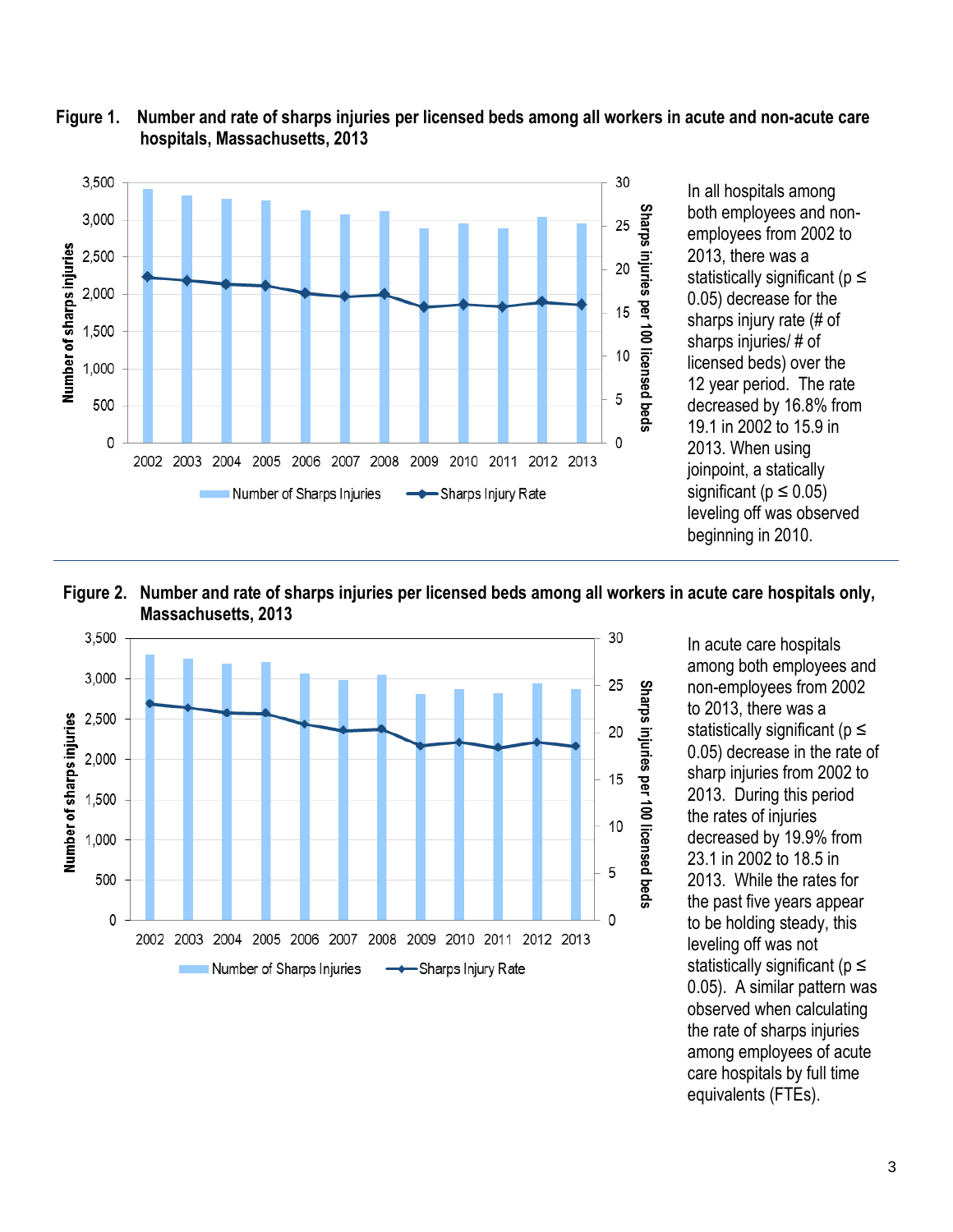**Figure 1. Number and rate of sharps injuries per licensed beds among all workers in acute and non-acute care hospitals, Massachusetts, 2013**

In all hospitals among both employees and non-employees from 2002 to 2013, there was a statistically significant ($p \leq 0.05$) decrease for the sharps injury rate (# of sharps injuries/ # of licensed beds) over the 12 year period. The rate decreased by 16.8% from 19.1 in 2002 to 15.9 in 2013. When using joinpoint, a statically significant ($p \leq 0.05$) leveling off was observed beginning in 2010.

**Figure 2. Number and rate of sharps injuries per licensed beds among all workers in acute care hospitals only, Massachusetts, 2013**

In acute care hospitals among both employees and non-employees from 2002 to 2013, there was a statistically significant ($p \leq 0.05$) decrease in the rate of sharp injuries from 2002 to 2013. During this period the rates of injuries decreased by 19.9% from 23.1 in 2002 to 18.5 in 2013. While the rates for the past five years appear to be holding steady, this leveling off was not statistically significant ($p \leq 0.05$). A similar pattern was observed when calculating the rate of sharps injuries among employees of acute care hospitals by full time equivalents (FTEs).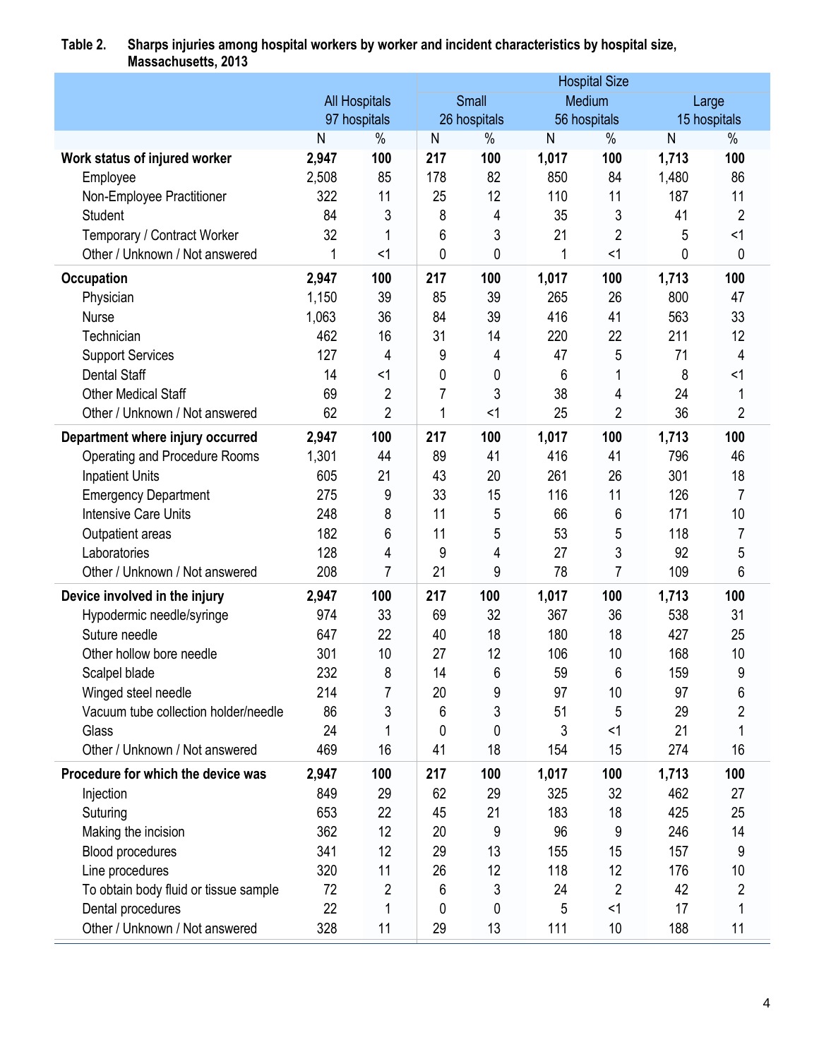**Table 2. Sharps injuries among hospital workers by worker and incident characteristics by hospital size, Massachusetts, 2013**

| | All Hospitals 97 hospitals | | Hospital Size Small 26 hospitals | | Medium 56 hospitals | | Large 15 hospitals | |
|---|---|---|---|---|---|---|---|---|
| | N | % | N | % | N | % | N | % |
| **Work status of injured worker** | **2,947** | **100** | **217** | **100** | **1,017** | **100** | **1,713** | **100** |
| Employee | 2,508 | 85 | 178 | 82 | 850 | 84 | 1,480 | 86 |
| Non-Employee Practitioner | 322 | 11 | 25 | 12 | 110 | 11 | 187 | 11 |
| Student | 84 | 3 | 8 | 4 | 35 | 3 | 41 | 2 |
| Temporary / Contract Worker | 32 | 1 | 6 | 3 | 21 | 2 | 5 | <1 |
| Other / Unknown / Not answered | 1 | <1 | 0 | 0 | 1 | <1 | 0 | 0 |
| **Occupation** | **2,947** | **100** | **217** | **100** | **1,017** | **100** | **1,713** | **100** |
| Physician | 1,150 | 39 | 85 | 39 | 265 | 26 | 800 | 47 |
| Nurse | 1,063 | 36 | 84 | 39 | 416 | 41 | 563 | 33 |
| Technician | 462 | 16 | 31 | 14 | 220 | 22 | 211 | 12 |
| Support Services | 127 | 4 | 9 | 4 | 47 | 5 | 71 | 4 |
| Dental Staff | 14 | <1 | 0 | 0 | 6 | 1 | 8 | <1 |
| Other Medical Staff | 69 | 2 | 7 | 3 | 38 | 4 | 24 | 1 |
| Other / Unknown / Not answered | 62 | 2 | 1 | <1 | 25 | 2 | 36 | 2 |
| **Department where injury occurred** | **2,947** | **100** | **217** | **100** | **1,017** | **100** | **1,713** | **100** |
| Operating and Procedure Rooms | 1,301 | 44 | 89 | 41 | 416 | 41 | 796 | 46 |
| Inpatient Units | 605 | 21 | 43 | 20 | 261 | 26 | 301 | 18 |
| Emergency Department | 275 | 9 | 33 | 15 | 116 | 11 | 126 | 7 |
| Intensive Care Units | 248 | 8 | 11 | 5 | 66 | 6 | 171 | 10 |
| Outpatient areas | 182 | 6 | 11 | 5 | 53 | 5 | 118 | 7 |
| Laboratories | 128 | 4 | 9 | 4 | 27 | 3 | 92 | 5 |
| Other / Unknown / Not answered | 208 | 7 | 21 | 9 | 78 | 7 | 109 | 6 |
| **Device involved in the injury** | **2,947** | **100** | **217** | **100** | **1,017** | **100** | **1,713** | **100** |
| Hypodermic needle/syringe | 974 | 33 | 69 | 32 | 367 | 36 | 538 | 31 |
| Suture needle | 647 | 22 | 40 | 18 | 180 | 18 | 427 | 25 |
| Other hollow bore needle | 301 | 10 | 27 | 12 | 106 | 10 | 168 | 10 |
| Scalpel blade | 232 | 8 | 14 | 6 | 59 | 6 | 159 | 9 |
| Winged steel needle | 214 | 7 | 20 | 9 | 97 | 10 | 97 | 6 |
| Vacuum tube collection holder/needle | 86 | 3 | 6 | 3 | 51 | 5 | 29 | 2 |
| Glass | 24 | 1 | 0 | 0 | 3 | <1 | 21 | 1 |
| Other / Unknown / Not answered | 469 | 16 | 41 | 18 | 154 | 15 | 274 | 16 |
| **Procedure for which the device was** | **2,947** | **100** | **217** | **100** | **1,017** | **100** | **1,713** | **100** |
| Injection | 849 | 29 | 62 | 29 | 325 | 32 | 462 | 27 |
| Suturing | 653 | 22 | 45 | 21 | 183 | 18 | 425 | 25 |
| Making the incision | 362 | 12 | 20 | 9 | 96 | 9 | 246 | 14 |
| Blood procedures | 341 | 12 | 29 | 13 | 155 | 15 | 157 | 9 |
| Line procedures | 320 | 11 | 26 | 12 | 118 | 12 | 176 | 10 |
| To obtain body fluid or tissue sample | 72 | 2 | 6 | 3 | 24 | 2 | 42 | 2 |
| Dental procedures | 22 | 1 | 0 | 0 | 5 | <1 | 17 | 1 |
| Other / Unknown / Not answered | 328 | 11 | 29 | 13 | 111 | 10 | 188 | 11 |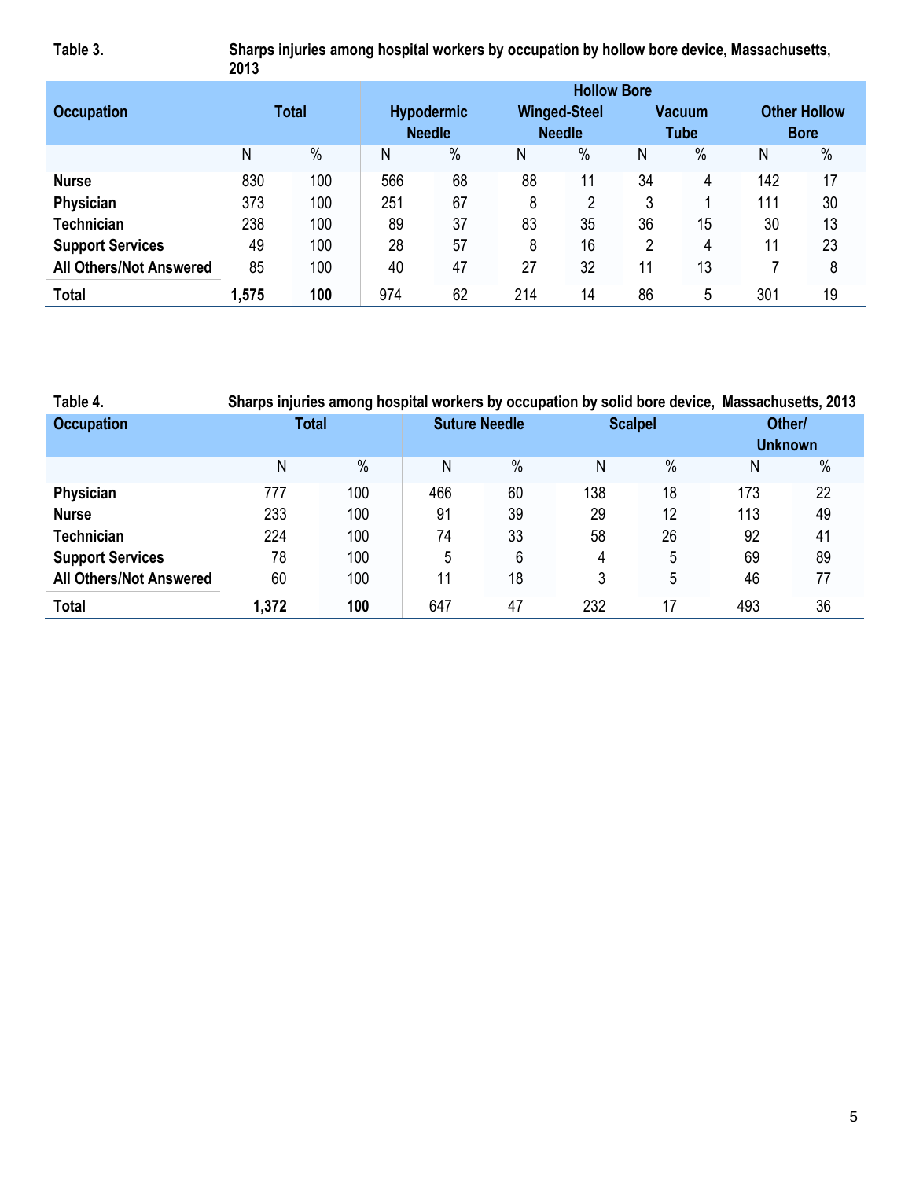**Table 3.** **Sharps injuries among hospital workers by occupation by hollow bore device, Massachusetts, 2013**

| Occupation | Total | | Hollow Bore | | | | | | | |
|---|---|---|---|---|---|---|---|---|---|---|
| | | | Hypodermic Needle | | Winged-Steel Needle | | Vacuum Tube | | Other Hollow Bore | |
| | N | % | N | % | N | % | N | % | N | % |
| **Nurse** | 830 | 100 | 566 | 68 | 88 | 11 | 34 | 4 | 142 | 17 |
| **Physician** | 373 | 100 | 251 | 67 | 8 | 2 | 3 | 1 | 111 | 30 |
| **Technician** | 238 | 100 | 89 | 37 | 83 | 35 | 36 | 15 | 30 | 13 |
| **Support Services** | 49 | 100 | 28 | 57 | 8 | 16 | 2 | 4 | 11 | 23 |
| **All Others/Not Answered** | 85 | 100 | 40 | 47 | 27 | 32 | 11 | 13 | 7 | 8 |
| **Total** | **1,575** | **100** | 974 | 62 | 214 | 14 | 86 | 5 | 301 | 19 |

**Table 4.** **Sharps injuries among hospital workers by occupation by solid bore device, Massachusetts, 2013**

| Occupation | Total | | Suture Needle | | Scalpel | | Other/ Unknown | |
|---|---|---|---|---|---|---|---|---|
| | N | % | N | % | N | % | N | % |
| **Physician** | 777 | 100 | 466 | 60 | 138 | 18 | 173 | 22 |
| **Nurse** | 233 | 100 | 91 | 39 | 29 | 12 | 113 | 49 |
| **Technician** | 224 | 100 | 74 | 33 | 58 | 26 | 92 | 41 |
| **Support Services** | 78 | 100 | 5 | 6 | 4 | 5 | 69 | 89 |
| **All Others/Not Answered** | 60 | 100 | 11 | 18 | 3 | 5 | 46 | 77 |
| **Total** | **1,372** | **100** | 647 | 47 | 232 | 17 | 493 | 36 |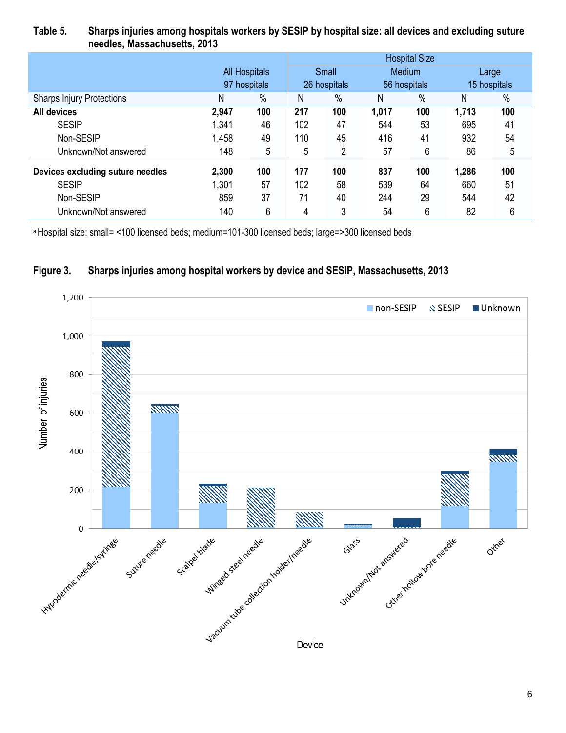**Table 5. Sharps injuries among hospitals workers by SESIP by hospital size: all devices and excluding suture needles, Massachusetts, 2013**

| | All Hospitals 97 hospitals | | Hospital Size | | | | | |
|---|---|---|---|---|---|---|---|---|
| | | | Small 26 hospitals | | Medium 56 hospitals | | Large 15 hospitals | |
| Sharps Injury Protections | N | % | N | % | N | % | N | % |
| **All devices** | **2,947** | **100** | **217** | **100** | **1,017** | **100** | **1,713** | **100** |
| SESIP | 1,341 | 46 | 102 | 47 | 544 | 53 | 695 | 41 |
| Non-SESIP | 1,458 | 49 | 110 | 45 | 416 | 41 | 932 | 54 |
| Unknown/Not answered | 148 | 5 | 5 | 2 | 57 | 6 | 86 | 5 |
| **Devices excluding suture needles** | **2,300** | **100** | **177** | **100** | **837** | **100** | **1,286** | **100** |
| SESIP | 1,301 | 57 | 102 | 58 | 539 | 64 | 660 | 51 |
| Non-SESIP | 859 | 37 | 71 | 40 | 244 | 29 | 544 | 42 |
| Unknown/Not answered | 140 | 6 | 4 | 3 | 54 | 6 | 82 | 6 |

[a] Hospital size: small= <100 licensed beds; medium=101-300 licensed beds; large=>300 licensed beds

**Figure 3. Sharps injuries among hospital workers by device and SESIP, Massachusetts, 2013**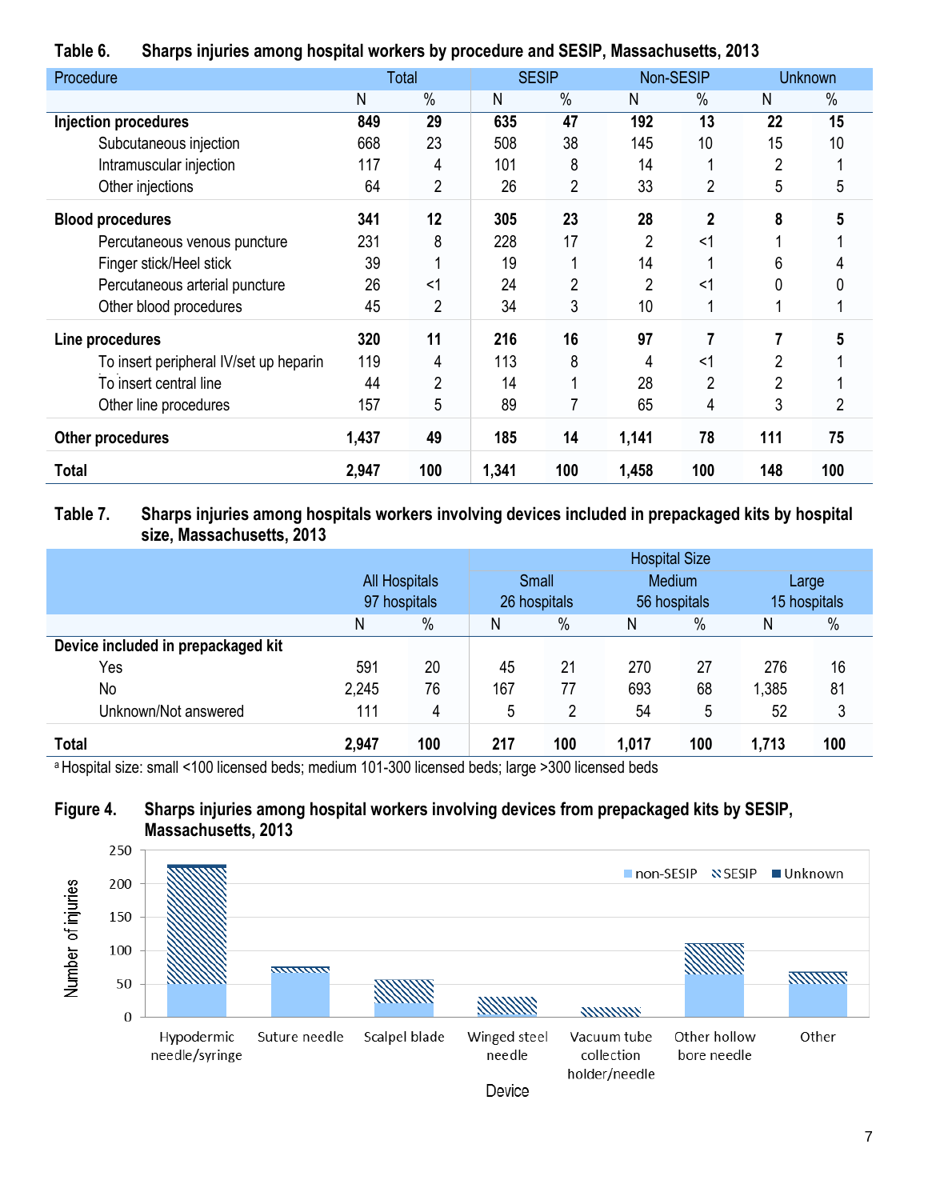**Table 6. Sharps injuries among hospital workers by procedure and SESIP, Massachusetts, 2013**

| Procedure | Total | | SESIP | | Non-SESIP | | Unknown | |
|---|---|---|---|---|---|---|---|---|
| | N | % | N | % | N | % | N | % |
| **Injection procedures** | **849** | **29** | **635** | **47** | **192** | **13** | **22** | **15** |
| Subcutaneous injection | 668 | 23 | 508 | 38 | 145 | 10 | 15 | 10 |
| Intramuscular injection | 117 | 4 | 101 | 8 | 14 | 1 | 2 | 1 |
| Other injections | 64 | 2 | 26 | 2 | 33 | 2 | 5 | 5 |
| **Blood procedures** | **341** | **12** | **305** | **23** | **28** | **2** | **8** | **5** |
| Percutaneous venous puncture | 231 | 8 | 228 | 17 | 2 | <1 | 1 | 1 |
| Finger stick/Heel stick | 39 | 1 | 19 | 1 | 14 | 1 | 6 | 4 |
| Percutaneous arterial puncture | 26 | <1 | 24 | 2 | 2 | <1 | 0 | 0 |
| Other blood procedures | 45 | 2 | 34 | 3 | 10 | 1 | 1 | 1 |
| **Line procedures** | **320** | **11** | **216** | **16** | **97** | **7** | **7** | **5** |
| To insert peripheral IV/set up heparin | 119 | 4 | 113 | 8 | 4 | <1 | 2 | 1 |
| To insert central line | 44 | 2 | 14 | 1 | 28 | 2 | 2 | 1 |
| Other line procedures | 157 | 5 | 89 | 7 | 65 | 4 | 3 | 2 |
| **Other procedures** | **1,437** | **49** | **185** | **14** | **1,141** | **78** | **111** | **75** |
| **Total** | **2,947** | **100** | **1,341** | **100** | **1,458** | **100** | **148** | **100** |

**Table 7. Sharps injuries among hospitals workers involving devices included in prepackaged kits by hospital size, Massachusetts, 2013**

| | All Hospitals 97 hospitals | | Hospital Size: Small 26 hospitals | | Medium 56 hospitals | | Large 15 hospitals | |
|---|---|---|---|---|---|---|---|---|
| | N | % | N | % | N | % | N | % |
| **Device included in prepackaged kit** | | | | | | | | |
| Yes | 591 | 20 | 45 | 21 | 270 | 27 | 276 | 16 |
| No | 2,245 | 76 | 167 | 77 | 693 | 68 | 1,385 | 81 |
| Unknown/Not answered | 111 | 4 | 5 | 2 | 54 | 5 | 52 | 3 |
| **Total** | **2,947** | **100** | **217** | **100** | **1,017** | **100** | **1,713** | **100** |

[a] Hospital size: small <100 licensed beds; medium 101-300 licensed beds; large >300 licensed beds

**Figure 4. Sharps injuries among hospital workers involving devices from prepackaged kits by SESIP, Massachusetts, 2013**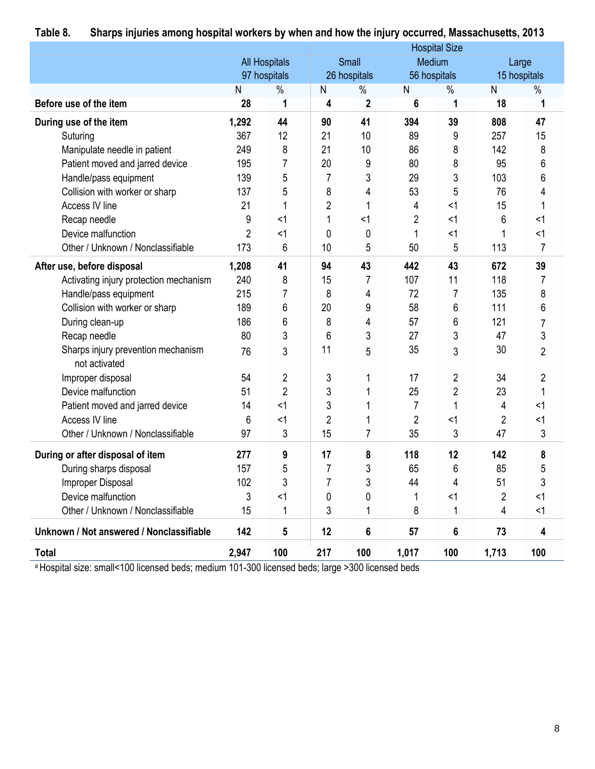**Table 8. Sharps injuries among hospital workers by when and how the injury occurred, Massachusetts, 2013**

| | All Hospitals 97 hospitals | | Hospital Size: Small 26 hospitals | | Medium 56 hospitals | | Large 15 hospitals | |
|---|---|---|---|---|---|---|---|---|
| | N | % | N | % | N | % | N | % |
| **Before use of the item** | **28** | **1** | **4** | **2** | **6** | **1** | **18** | **1** |
| **During use of the item** | **1,292** | **44** | **90** | **41** | **394** | **39** | **808** | **47** |
| Suturing | 367 | 12 | 21 | 10 | 89 | 9 | 257 | 15 |
| Manipulate needle in patient | 249 | 8 | 21 | 10 | 86 | 8 | 142 | 8 |
| Patient moved and jarred device | 195 | 7 | 20 | 9 | 80 | 8 | 95 | 6 |
| Handle/pass equipment | 139 | 5 | 7 | 3 | 29 | 3 | 103 | 6 |
| Collision with worker or sharp | 137 | 5 | 8 | 4 | 53 | 5 | 76 | 4 |
| Access IV line | 21 | 1 | 2 | 1 | 4 | <1 | 15 | 1 |
| Recap needle | 9 | <1 | 1 | <1 | 2 | <1 | 6 | <1 |
| Device malfunction | 2 | <1 | 0 | 0 | 1 | <1 | 1 | <1 |
| Other / Unknown / Nonclassifiable | 173 | 6 | 10 | 5 | 50 | 5 | 113 | 7 |
| **After use, before disposal** | **1,208** | **41** | **94** | **43** | **442** | **43** | **672** | **39** |
| Activating injury protection mechanism | 240 | 8 | 15 | 7 | 107 | 11 | 118 | 7 |
| Handle/pass equipment | 215 | 7 | 8 | 4 | 72 | 7 | 135 | 8 |
| Collision with worker or sharp | 189 | 6 | 20 | 9 | 58 | 6 | 111 | 6 |
| During clean-up | 186 | 6 | 8 | 4 | 57 | 6 | 121 | 7 |
| Recap needle | 80 | 3 | 6 | 3 | 27 | 3 | 47 | 3 |
| Sharps injury prevention mechanism not activated | 76 | 3 | 11 | 5 | 35 | 3 | 30 | 2 |
| Improper disposal | 54 | 2 | 3 | 1 | 17 | 2 | 34 | 2 |
| Device malfunction | 51 | 2 | 3 | 1 | 25 | 2 | 23 | 1 |
| Patient moved and jarred device | 14 | <1 | 3 | 1 | 7 | 1 | 4 | <1 |
| Access IV line | 6 | <1 | 2 | 1 | 2 | <1 | 2 | <1 |
| Other / Unknown / Nonclassifiable | 97 | 3 | 15 | 7 | 35 | 3 | 47 | 3 |
| **During or after disposal of item** | **277** | **9** | **17** | **8** | **118** | **12** | **142** | **8** |
| During sharps disposal | 157 | 5 | 7 | 3 | 65 | 6 | 85 | 5 |
| Improper Disposal | 102 | 3 | 7 | 3 | 44 | 4 | 51 | 3 |
| Device malfunction | 3 | <1 | 0 | 0 | 1 | <1 | 2 | <1 |
| Other / Unknown / Nonclassifiable | 15 | 1 | 3 | 1 | 8 | 1 | 4 | <1 |
| **Unknown / Not answered / Nonclassifiable** | **142** | **5** | **12** | **6** | **57** | **6** | **73** | **4** |
| **Total** | **2,947** | **100** | **217** | **100** | **1,017** | **100** | **1,713** | **100** |

[a] Hospital size: small<100 licensed beds; medium 101-300 licensed beds; large >300 licensed beds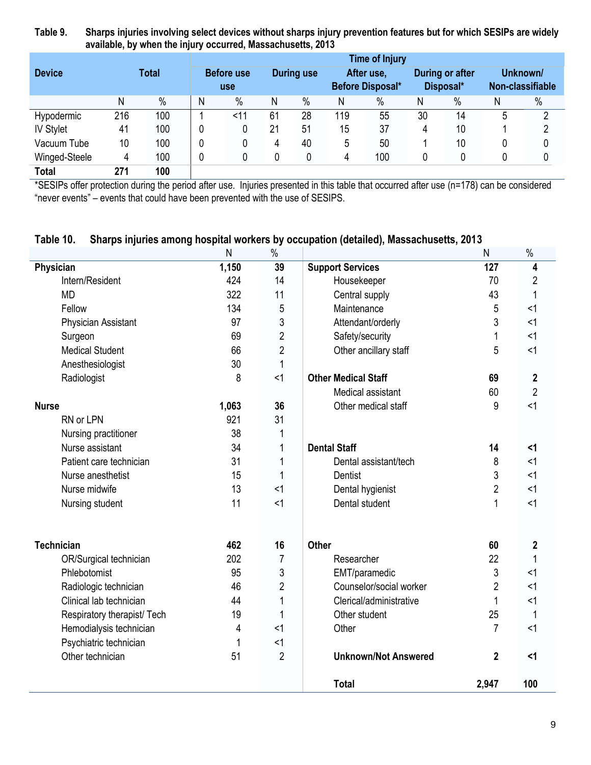**Table 9. Sharps injuries involving select devices without sharps injury prevention features but for which SESIPs are widely available, by when the injury occurred, Massachusetts, 2013**

| Device | Total | | Time of Injury | | | | | | | | | |
|---|---|---|---|---|---|---|---|---|---|---|---|---|
| | | | Before use use | | During use | | After use, Before Disposal* | | During or after Disposal* | | Unknown/ Non-classifiable | |
| | N | % | N | % | N | % | N | % | N | % | N | % |
| Hypodermic | 216 | 100 | 1 | <11 | 61 | 28 | 119 | 55 | 30 | 14 | 5 | 2 |
| IV Stylet | 41 | 100 | 0 | 0 | 21 | 51 | 15 | 37 | 4 | 10 | 1 | 2 |
| Vacuum Tube | 10 | 100 | 0 | 0 | 4 | 40 | 5 | 50 | 1 | 10 | 0 | 0 |
| Winged-Steele | 4 | 100 | 0 | 0 | 0 | 0 | 4 | 100 | 0 | 0 | 0 | 0 |
| **Total** | **271** | **100** | | | | | | | | | | |

*SESIPs offer protection during the period after use. Injuries presented in this table that occurred after use (n=178) can be considered "never events" – events that could have been prevented with the use of SESIPS.

**Table 10. Sharps injuries among hospital workers by occupation (detailed), Massachusetts, 2013**

| | N | % |
|---|---|---|
| **Physician** | **1,150** | **39** |
| Intern/Resident | 424 | 14 |
| MD | 322 | 11 |
| Fellow | 134 | 5 |
| Physician Assistant | 97 | 3 |
| Surgeon | 69 | 2 |
| Medical Student | 66 | 2 |
| Anesthesiologist | 30 | 1 |
| Radiologist | 8 | <1 |
| **Nurse** | **1,063** | **36** |
| RN or LPN | 921 | 31 |
| Nursing practitioner | 38 | 1 |
| Nurse assistant | 34 | 1 |
| Patient care technician | 31 | 1 |
| Nurse anesthetist | 15 | 1 |
| Nurse midwife | 13 | <1 |
| Nursing student | 11 | <1 |
| **Technician** | **462** | **16** |
| OR/Surgical technician | 202 | 7 |
| Phlebotomist | 95 | 3 |
| Radiologic technician | 46 | 2 |
| Clinical lab technician | 44 | 1 |
| Respiratory therapist/ Tech | 19 | 1 |
| Hemodialysis technician | 4 | <1 |
| Psychiatric technician | 1 | <1 |
| Other technician | 51 | 2 |
| **Support Services** | **127** | **4** |
| Housekeeper | 70 | 2 |
| Central supply | 43 | 1 |
| Maintenance | 5 | <1 |
| Attendant/orderly | 3 | <1 |
| Safety/security | 1 | <1 |
| Other ancillary staff | 5 | <1 |
| **Other Medical Staff** | **69** | **2** |
| Medical assistant | 60 | 2 |
| Other medical staff | 9 | <1 |
| **Dental Staff** | **14** | **<1** |
| Dental assistant/tech | 8 | <1 |
| Dentist | 3 | <1 |
| Dental hygienist | 2 | <1 |
| Dental student | 1 | <1 |
| **Other** | **60** | **2** |
| Researcher | 22 | 1 |
| EMT/paramedic | 3 | <1 |
| Counselor/social worker | 2 | <1 |
| Clerical/administrative | 1 | <1 |
| Other student | 25 | 1 |
| Other | 7 | <1 |
| **Unknown/Not Answered** | **2** | **<1** |
| **Total** | **2,947** | **100** |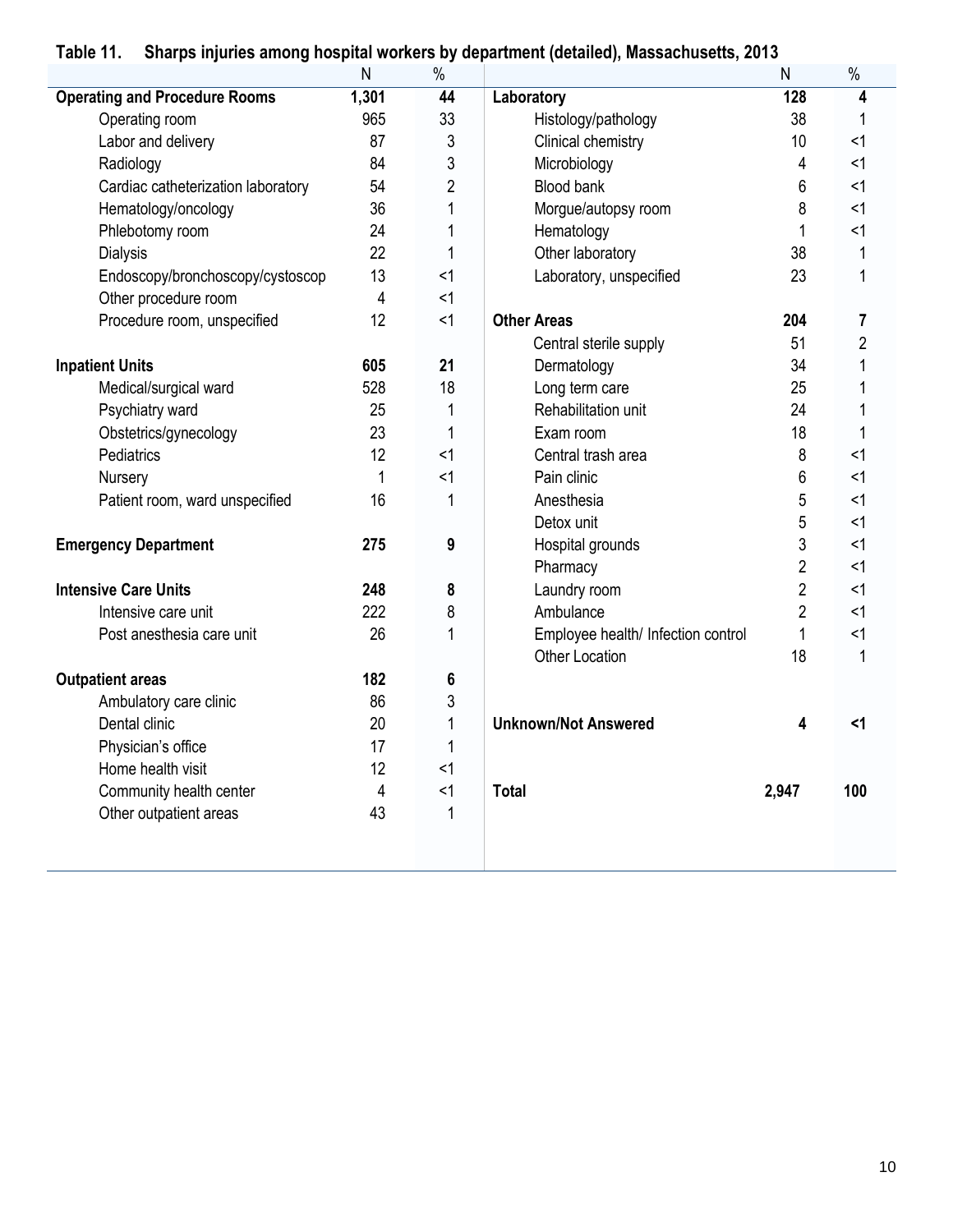**Table 11. Sharps injuries among hospital workers by department (detailed), Massachusetts, 2013**

| | N | % |
|---|---|---|
| **Operating and Procedure Rooms** | **1,301** | **44** |
| Operating room | 965 | 33 |
| Labor and delivery | 87 | 3 |
| Radiology | 84 | 3 |
| Cardiac catheterization laboratory | 54 | 2 |
| Hematology/oncology | 36 | 1 |
| Phlebotomy room | 24 | 1 |
| Dialysis | 22 | 1 |
| Endoscopy/bronchoscopy/cystoscop | 13 | <1 |
| Other procedure room | 4 | <1 |
| Procedure room, unspecified | 12 | <1 |
| **Inpatient Units** | **605** | **21** |
| Medical/surgical ward | 528 | 18 |
| Psychiatry ward | 25 | 1 |
| Obstetrics/gynecology | 23 | 1 |
| Pediatrics | 12 | <1 |
| Nursery | 1 | <1 |
| Patient room, ward unspecified | 16 | 1 |
| **Emergency Department** | **275** | **9** |
| **Intensive Care Units** | **248** | **8** |
| Intensive care unit | 222 | 8 |
| Post anesthesia care unit | 26 | 1 |
| **Outpatient areas** | **182** | **6** |
| Ambulatory care clinic | 86 | 3 |
| Dental clinic | 20 | 1 |
| Physician's office | 17 | 1 |
| Home health visit | 12 | <1 |
| Community health center | 4 | <1 |
| Other outpatient areas | 43 | 1 |
| **Laboratory** | **128** | **4** |
| Histology/pathology | 38 | 1 |
| Clinical chemistry | 10 | <1 |
| Microbiology | 4 | <1 |
| Blood bank | 6 | <1 |
| Morgue/autopsy room | 8 | <1 |
| Hematology | 1 | <1 |
| Other laboratory | 38 | 1 |
| Laboratory, unspecified | 23 | 1 |
| **Other Areas** | **204** | **7** |
| Central sterile supply | 51 | 2 |
| Dermatology | 34 | 1 |
| Long term care | 25 | 1 |
| Rehabilitation unit | 24 | 1 |
| Exam room | 18 | 1 |
| Central trash area | 8 | <1 |
| Pain clinic | 6 | <1 |
| Anesthesia | 5 | <1 |
| Detox unit | 5 | <1 |
| Hospital grounds | 3 | <1 |
| Pharmacy | 2 | <1 |
| Laundry room | 2 | <1 |
| Ambulance | 2 | <1 |
| Employee health/ Infection control | 1 | <1 |
| Other Location | 18 | 1 |
| **Unknown/Not Answered** | **4** | **<1** |
| **Total** | **2,947** | **100** |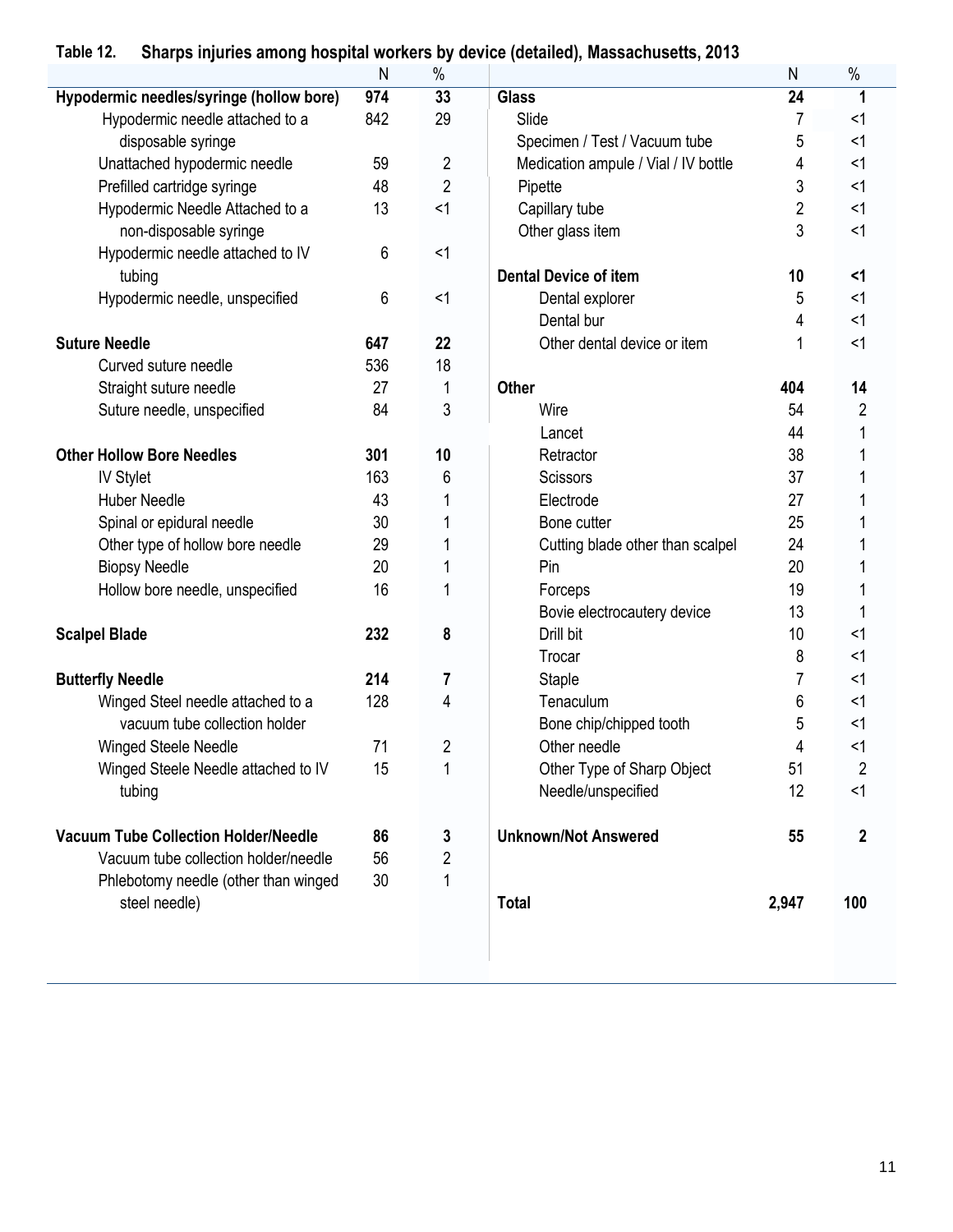**Table 12. Sharps injuries among hospital workers by device (detailed), Massachusetts, 2013**

| | N | % |
|---|---|---|
| **Hypodermic needles/syringe (hollow bore)** | **974** | **33** |
| Hypodermic needle attached to a disposable syringe | 842 | 29 |
| Unattached hypodermic needle | 59 | 2 |
| Prefilled cartridge syringe | 48 | 2 |
| Hypodermic Needle Attached to a non-disposable syringe | 13 | <1 |
| Hypodermic needle attached to IV tubing | 6 | <1 |
| Hypodermic needle, unspecified | 6 | <1 |
| **Suture Needle** | **647** | **22** |
| Curved suture needle | 536 | 18 |
| Straight suture needle | 27 | 1 |
| Suture needle, unspecified | 84 | 3 |
| **Other Hollow Bore Needles** | **301** | **10** |
| IV Stylet | 163 | 6 |
| Huber Needle | 43 | 1 |
| Spinal or epidural needle | 30 | 1 |
| Other type of hollow bore needle | 29 | 1 |
| Biopsy Needle | 20 | 1 |
| Hollow bore needle, unspecified | 16 | 1 |
| **Scalpel Blade** | **232** | **8** |
| **Butterfly Needle** | **214** | **7** |
| Winged Steel needle attached to a vacuum tube collection holder | 128 | 4 |
| Winged Steele Needle | 71 | 2 |
| Winged Steele Needle attached to IV tubing | 15 | 1 |
| **Vacuum Tube Collection Holder/Needle** | **86** | **3** |
| Vacuum tube collection holder/needle | 56 | 2 |
| Phlebotomy needle (other than winged steel needle) | 30 | 1 |
| **Glass** | **24** | **1** |
| Slide | 7 | <1 |
| Specimen / Test / Vacuum tube | 5 | <1 |
| Medication ampule / Vial / IV bottle | 4 | <1 |
| Pipette | 3 | <1 |
| Capillary tube | 2 | <1 |
| Other glass item | 3 | <1 |
| **Dental Device of item** | **10** | **<1** |
| Dental explorer | 5 | <1 |
| Dental bur | 4 | <1 |
| Other dental device or item | 1 | <1 |
| **Other** | **404** | **14** |
| Wire | 54 | 2 |
| Lancet | 44 | 1 |
| Retractor | 38 | 1 |
| Scissors | 37 | 1 |
| Electrode | 27 | 1 |
| Bone cutter | 25 | 1 |
| Cutting blade other than scalpel | 24 | 1 |
| Pin | 20 | 1 |
| Forceps | 19 | 1 |
| Bovie electrocautery device | 13 | 1 |
| Drill bit | 10 | <1 |
| Trocar | 8 | <1 |
| Staple | 7 | <1 |
| Tenaculum | 6 | <1 |
| Bone chip/chipped tooth | 5 | <1 |
| Other needle | 4 | <1 |
| Other Type of Sharp Object | 51 | 2 |
| Needle/unspecified | 12 | <1 |
| **Unknown/Not Answered** | **55** | **2** |
| **Total** | **2,947** | **100** |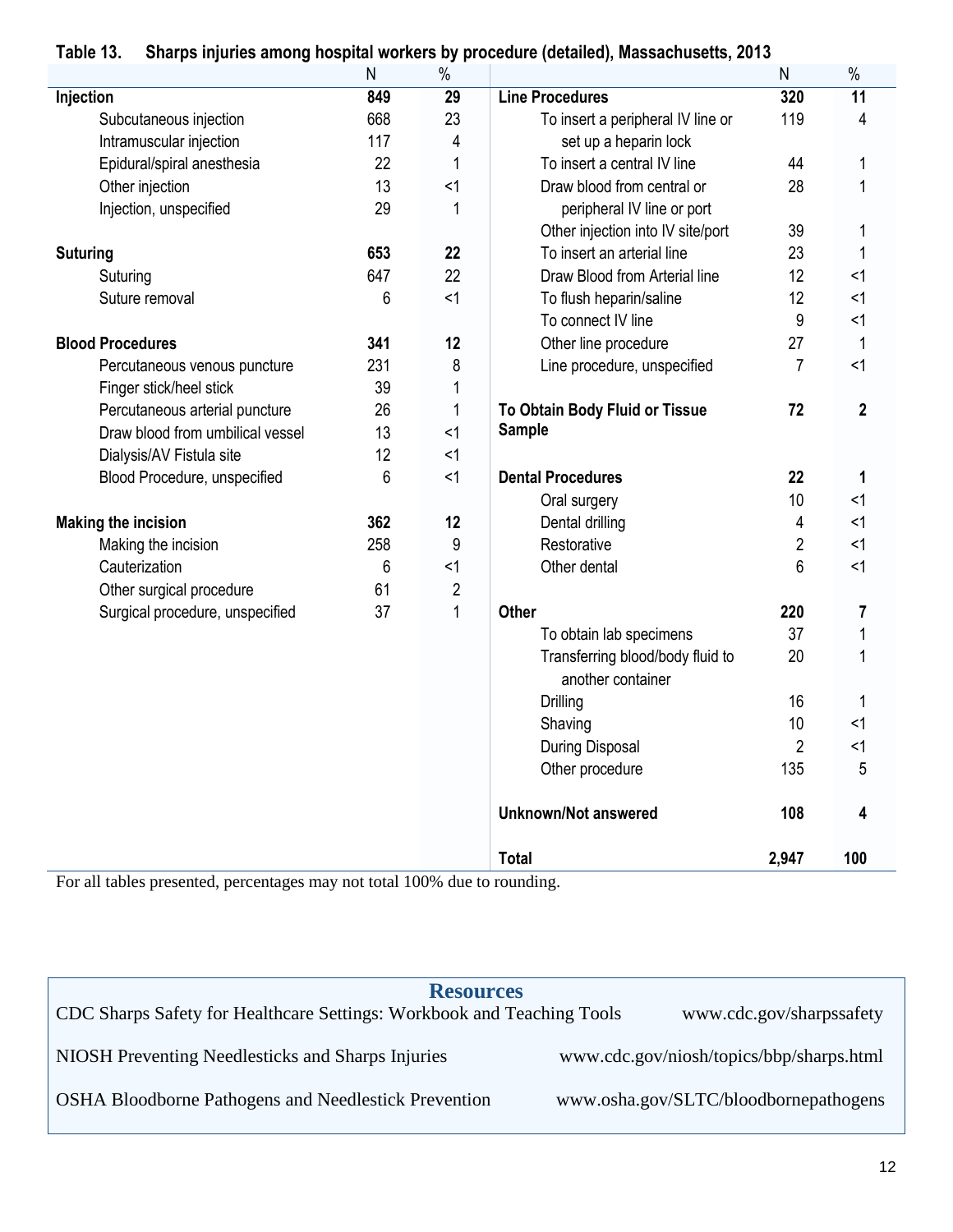**Table 13. Sharps injuries among hospital workers by procedure (detailed), Massachusetts, 2013**

| | N | % | | N | % |
|---|---|---|---|---|---|
| **Injection** | **849** | **29** | **Line Procedures** | **320** | **11** |
| Subcutaneous injection | 668 | 23 | To insert a peripheral IV line or set up a heparin lock | 119 | 4 |
| Intramuscular injection | 117 | 4 | To insert a central IV line | 44 | 1 |
| Epidural/spiral anesthesia | 22 | 1 | Draw blood from central or peripheral IV line or port | 28 | 1 |
| Other injection | 13 | <1 | Other injection into IV site/port | 39 | 1 |
| Injection, unspecified | 29 | 1 | To insert an arterial line | 23 | 1 |
| | | | Draw Blood from Arterial line | 12 | <1 |
| **Suturing** | **653** | **22** | To flush heparin/saline | 12 | <1 |
| Suturing | 647 | 22 | To connect IV line | 9 | <1 |
| Suture removal | 6 | <1 | Other line procedure | 27 | 1 |
| | | | Line procedure, unspecified | 7 | <1 |
| **Blood Procedures** | **341** | **12** | | | |
| Percutaneous venous puncture | 231 | 8 | **To Obtain Body Fluid or Tissue Sample** | **72** | **2** |
| Finger stick/heel stick | 39 | 1 | | | |
| Percutaneous arterial puncture | 26 | 1 | **Dental Procedures** | **22** | **1** |
| Draw blood from umbilical vessel | 13 | <1 | Oral surgery | 10 | <1 |
| Dialysis/AV Fistula site | 12 | <1 | Dental drilling | 4 | <1 |
| Blood Procedure, unspecified | 6 | <1 | Restorative | 2 | <1 |
| | | | Other dental | 6 | <1 |
| **Making the incision** | **362** | **12** | | | |
| Making the incision | 258 | 9 | **Other** | **220** | **7** |
| Cauterization | 6 | <1 | To obtain lab specimens | 37 | 1 |
| Other surgical procedure | 61 | 2 | Transferring blood/body fluid to another container | 20 | 1 |
| Surgical procedure, unspecified | 37 | 1 | Drilling | 16 | 1 |
| | | | Shaving | 10 | <1 |
| | | | During Disposal | 2 | <1 |
| | | | Other procedure | 135 | 5 |
| | | | **Unknown/Not answered** | **108** | **4** |
| | | | **Total** | **2,947** | **100** |

For all tables presented, percentages may not total 100% due to rounding.

## Resources

CDC Sharps Safety for Healthcare Settings: Workbook and Teaching Tools — www.cdc.gov/sharpssafety

NIOSH Preventing Needlesticks and Sharps Injuries — www.cdc.gov/niosh/topics/bbp/sharps.html

OSHA Bloodborne Pathogens and Needlestick Prevention — www.osha.gov/SLTC/bloodbornepathogens